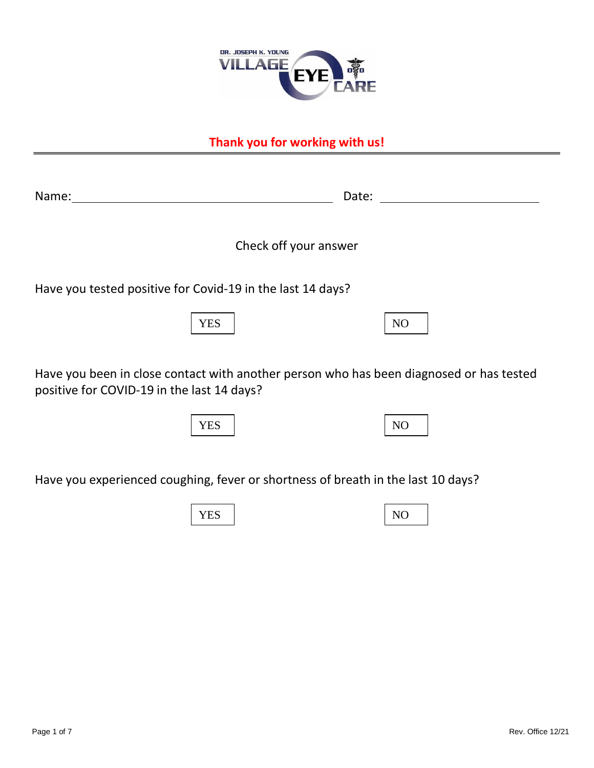DR. JOSEPH K. YOUNG VILLAGE EYE CARE OD

## Thank you for working with us!

---

Name: ______________________________ Date: ____________________

Check off your answer

Have you tested positive for Covid-19 in the last 14 days?

☐ YES ☐ NO

Have you been in close contact with another person who has been diagnosed or has tested positive for COVID-19 in the last 14 days?

☐ YES ☐ NO

Have you experienced coughing, fever or shortness of breath in the last 10 days?

☐ YES ☐ NO

Rev. Office 12/21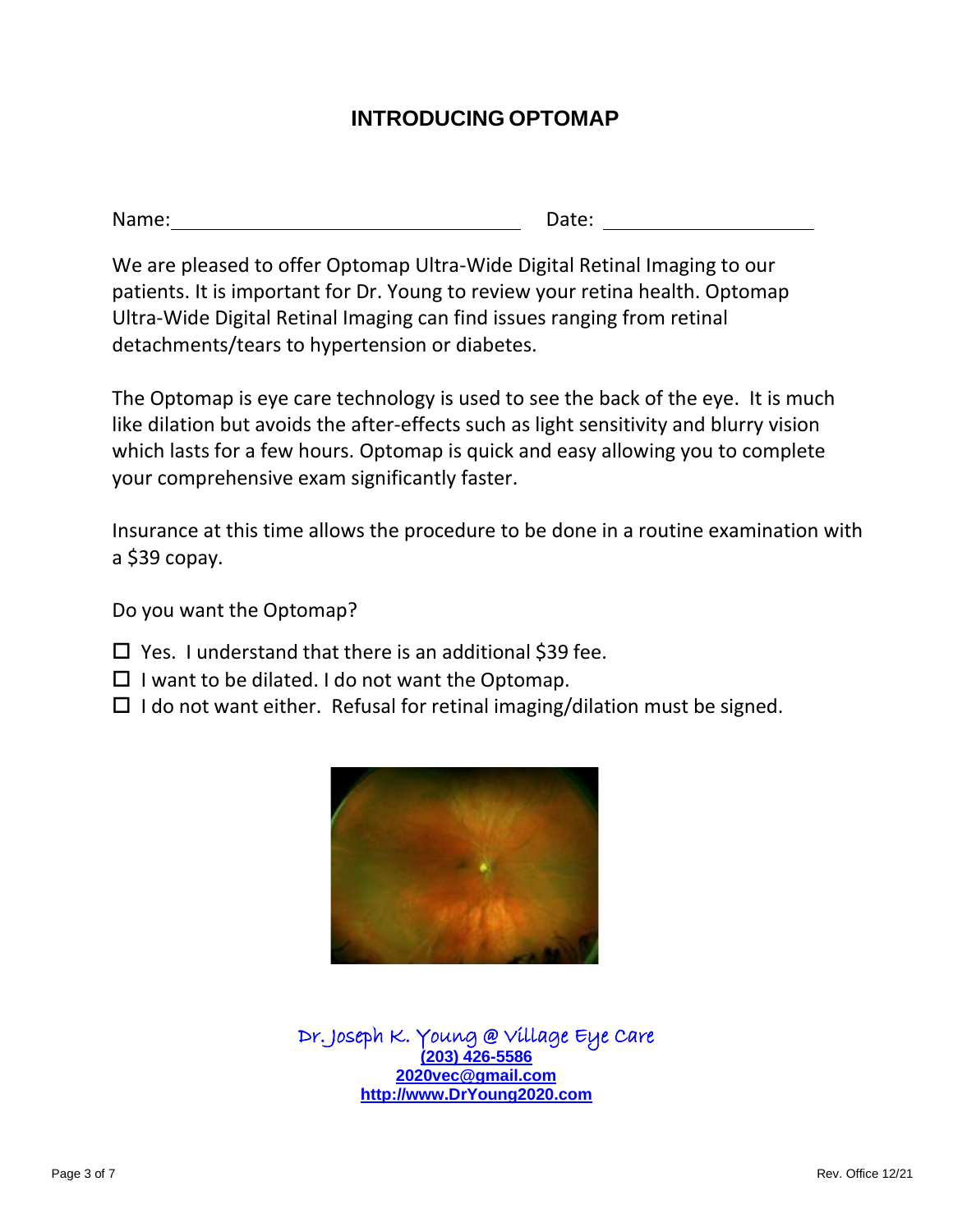# INTRODUCING OPTOMAP

Name: ______________________________ Date: ____________________

We are pleased to offer Optomap Ultra-Wide Digital Retinal Imaging to our patients. It is important for Dr. Young to review your retina health. Optomap Ultra-Wide Digital Retinal Imaging can find issues ranging from retinal detachments/tears to hypertension or diabetes.

The Optomap is eye care technology is used to see the back of the eye. It is much like dilation but avoids the after-effects such as light sensitivity and blurry vision which lasts for a few hours. Optomap is quick and easy allowing you to complete your comprehensive exam significantly faster.

Insurance at this time allows the procedure to be done in a routine examination with a $39 copay.

Do you want the Optomap?

- ☐ Yes. I understand that there is an additional $39 fee.
- ☐ I want to be dilated. I do not want the Optomap.
- ☐ I do not want either. Refusal for retinal imaging/dilation must be signed.

Dr. Joseph K. Young @ Village Eye Care
(203) 426-5586
2020vec@gmail.com
http://www.DrYoung2020.com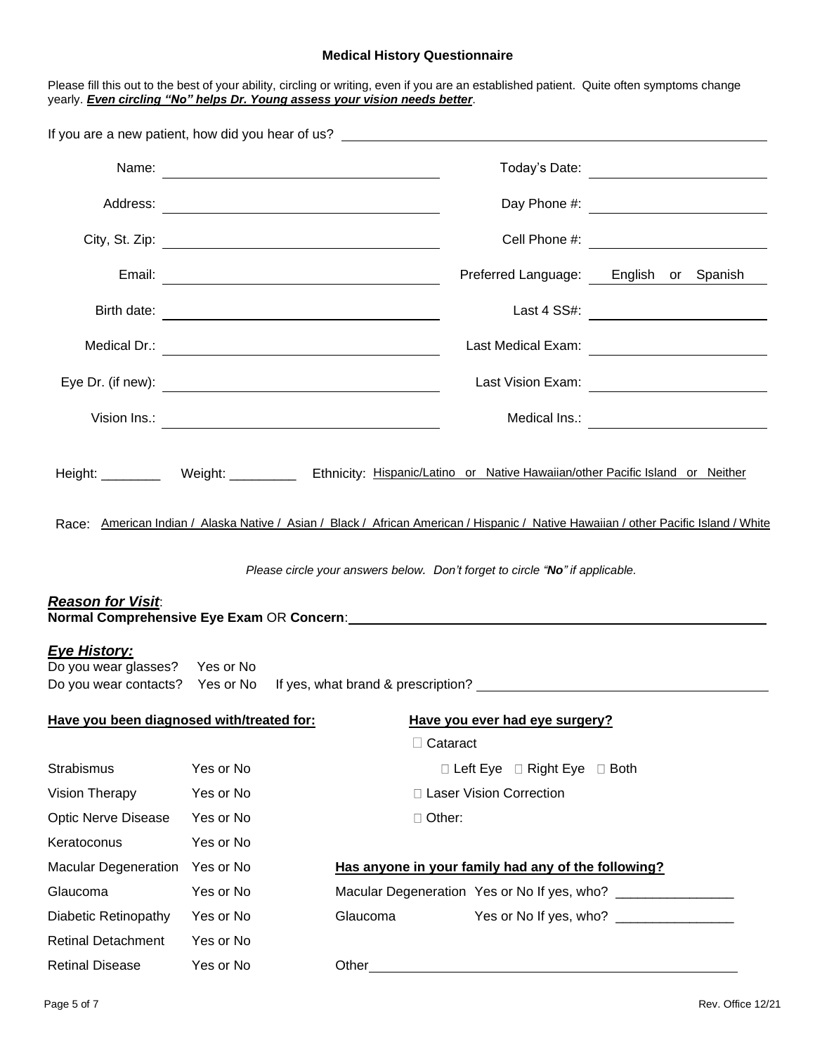# Medical History Questionnaire

Please fill this out to the best of your ability, circling or writing, even if you are an established patient. Quite often symptoms change yearly. ***Even circling "No" helps Dr. Young assess your vision needs better***.

If you are a new patient, how did you hear of us? ______________________________

| | | | |
|---|---|---|---|
| Name: | ______________________ | Today's Date: | ______________ |
| Address: | ______________________ | Day Phone #: | ______________ |
| City, St. Zip: | ______________________ | Cell Phone #: | ______________ |
| Email: | ______________________ | Preferred Language: | English or Spanish |
| Birth date: | ______________________ | Last 4 SS#: | ______________ |
| Medical Dr.: | ______________________ | Last Medical Exam: | ______________ |
| Eye Dr. (if new): | ______________________ | Last Vision Exam: | ______________ |
| Vision Ins.: | ______________________ | Medical Ins.: | ______________ |

Height: ________ Weight: _________ Ethnicity: Hispanic/Latino or Native Hawaiian/other Pacific Island or Neither

Race: American Indian / Alaska Native / Asian / Black / African American / Hispanic / Native Hawaiian / other Pacific Island / White

*Please circle your answers below. Don't forget to circle "**No**" if applicable.*

***Reason for Visit***:
**Normal Comprehensive Eye Exam** OR **Concern**: ______________________________

***Eye History:***

Do you wear glasses? Yes or No
Do you wear contacts? Yes or No If yes, what brand & prescription? ______________________

**Have you been diagnosed with/treated for:**

| | |
|---|---|
| Strabismus | Yes or No |
| Vision Therapy | Yes or No |
| Optic Nerve Disease | Yes or No |
| Keratoconus | Yes or No |
| Macular Degeneration | Yes or No |
| Glaucoma | Yes or No |
| Diabetic Retinopathy | Yes or No |
| Retinal Detachment | Yes or No |
| Retinal Disease | Yes or No |

**Have you ever had eye surgery?**

- ☐ Cataract
  - ☐ Left Eye ☐ Right Eye ☐ Both
- ☐ Laser Vision Correction
- ☐ Other:

**Has anyone in your family had any of the following?**

Macular Degeneration Yes or No If yes, who? ________________
Glaucoma Yes or No If yes, who? ________________

Other ______________________________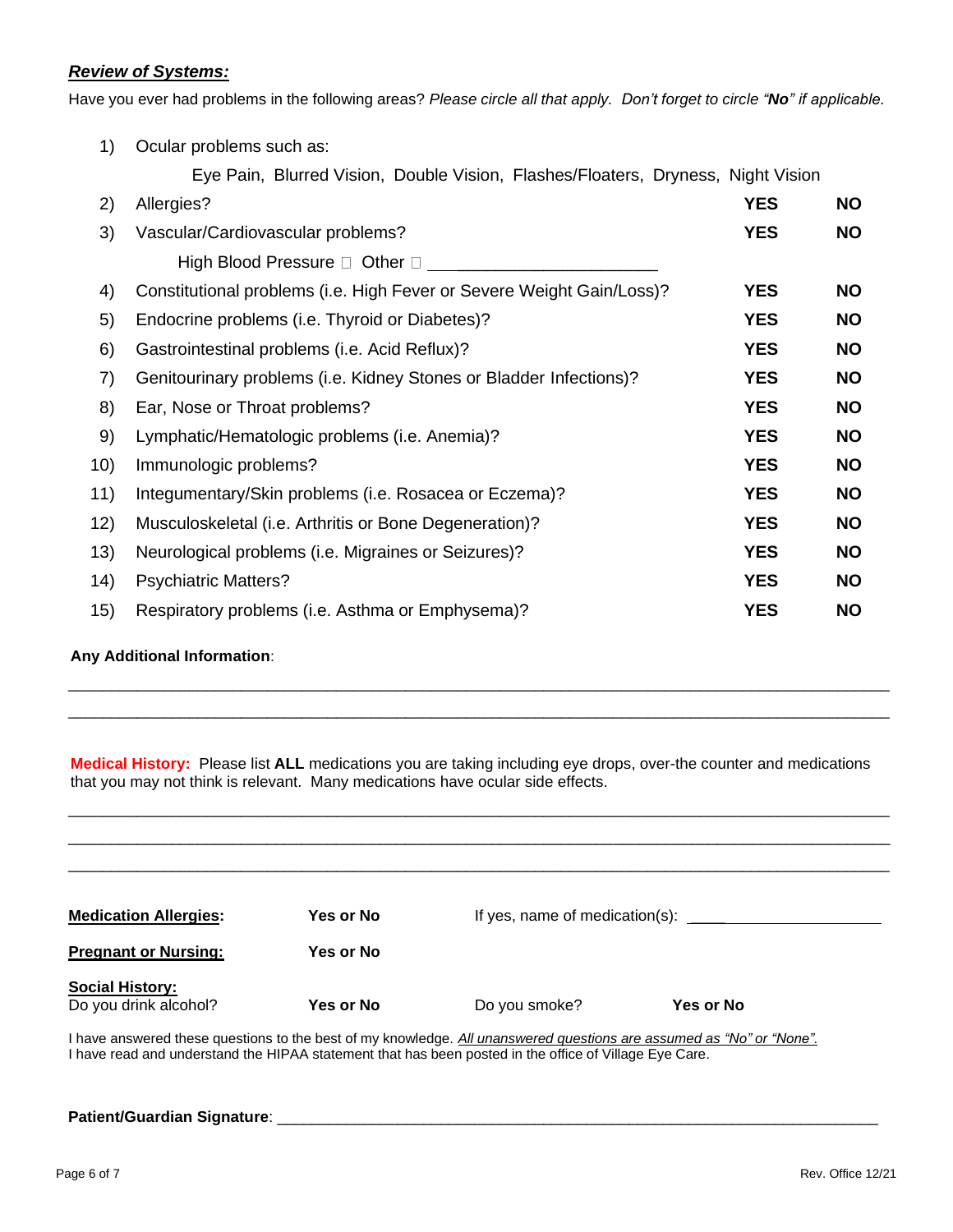***Review of Systems:***

Have you ever had problems in the following areas? *Please circle all that apply. Don't forget to circle "**No**" if applicable.*

| # | Area | | |
|---|---|---|---|
| 1) | Ocular problems such as: | | |
| | Eye Pain, Blurred Vision, Double Vision, Flashes/Floaters, Dryness, Night Vision | | |
| 2) | Allergies? | **YES** | **NO** |
| 3) | Vascular/Cardiovascular problems? | **YES** | **NO** |
| | High Blood Pressure ☐ Other ☐ ______________________ | | |
| 4) | Constitutional problems (i.e. High Fever or Severe Weight Gain/Loss)? | **YES** | **NO** |
| 5) | Endocrine problems (i.e. Thyroid or Diabetes)? | **YES** | **NO** |
| 6) | Gastrointestinal problems (i.e. Acid Reflux)? | **YES** | **NO** |
| 7) | Genitourinary problems (i.e. Kidney Stones or Bladder Infections)? | **YES** | **NO** |
| 8) | Ear, Nose or Throat problems? | **YES** | **NO** |
| 9) | Lymphatic/Hematologic problems (i.e. Anemia)? | **YES** | **NO** |
| 10) | Immunologic problems? | **YES** | **NO** |
| 11) | Integumentary/Skin problems (i.e. Rosacea or Eczema)? | **YES** | **NO** |
| 12) | Musculoskeletal (i.e. Arthritis or Bone Degeneration)? | **YES** | **NO** |
| 13) | Neurological problems (i.e. Migraines or Seizures)? | **YES** | **NO** |
| 14) | Psychiatric Matters? | **YES** | **NO** |
| 15) | Respiratory problems (i.e. Asthma or Emphysema)? | **YES** | **NO** |

**Any Additional Information**:

______________________________________________________________________________

______________________________________________________________________________

**Medical History:** Please list **ALL** medications you are taking including eye drops, over-the counter and medications that you may not think is relevant. Many medications have ocular side effects.

______________________________________________________________________________

______________________________________________________________________________

______________________________________________________________________________

**Medication Allergies:** **Yes or No** If yes, name of medication(s): ______________________

**Pregnant or Nursing:** **Yes or No**

**Social History:**
Do you drink alcohol? **Yes or No** Do you smoke? **Yes or No**

I have answered these questions to the best of my knowledge. *All unanswered questions are assumed as "No" or "None".*
I have read and understand the HIPAA statement that has been posted in the office of Village Eye Care.

**Patient/Guardian Signature**: ______________________________________________________________

Rev. Office 12/21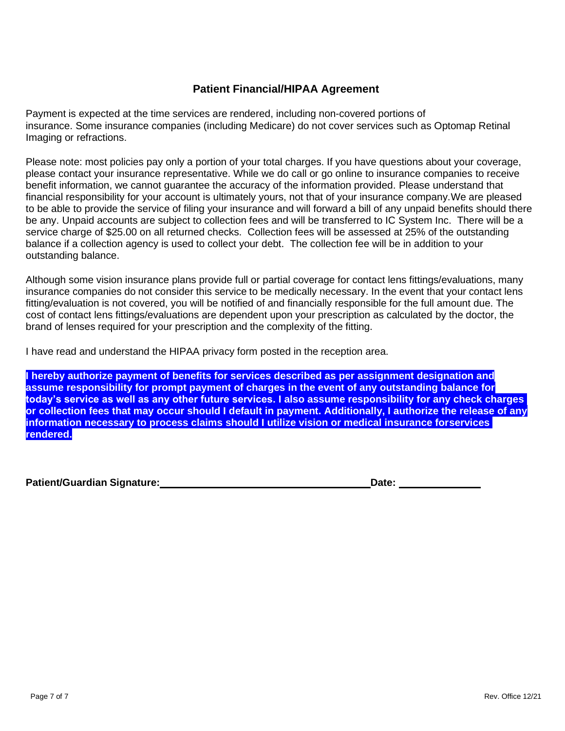## Patient Financial/HIPAA Agreement

Payment is expected at the time services are rendered, including non-covered portions of insurance. Some insurance companies (including Medicare) do not cover services such as Optomap Retinal Imaging or refractions.

Please note: most policies pay only a portion of your total charges. If you have questions about your coverage, please contact your insurance representative. While we do call or go online to insurance companies to receive benefit information, we cannot guarantee the accuracy of the information provided. Please understand that financial responsibility for your account is ultimately yours, not that of your insurance company.We are pleased to be able to provide the service of filing your insurance and will forward a bill of any unpaid benefits should there be any. Unpaid accounts are subject to collection fees and will be transferred to IC System Inc. There will be a service charge of $25.00 on all returned checks. Collection fees will be assessed at 25% of the outstanding balance if a collection agency is used to collect your debt. The collection fee will be in addition to your outstanding balance.

Although some vision insurance plans provide full or partial coverage for contact lens fittings/evaluations, many insurance companies do not consider this service to be medically necessary. In the event that your contact lens fitting/evaluation is not covered, you will be notified of and financially responsible for the full amount due. The cost of contact lens fittings/evaluations are dependent upon your prescription as calculated by the doctor, the brand of lenses required for your prescription and the complexity of the fitting.

I have read and understand the HIPAA privacy form posted in the reception area.

**I hereby authorize payment of benefits for services described as per assignment designation and assume responsibility for prompt payment of charges in the event of any outstanding balance for today's service as well as any other future services. I also assume responsibility for any check charges or collection fees that may occur should I default in payment. Additionally, I authorize the release of any information necessary to process claims should I utilize vision or medical insurance forservices rendered.**

**Patient/Guardian Signature:** ______________________________ **Date:** ______________

Rev. Office 12/21